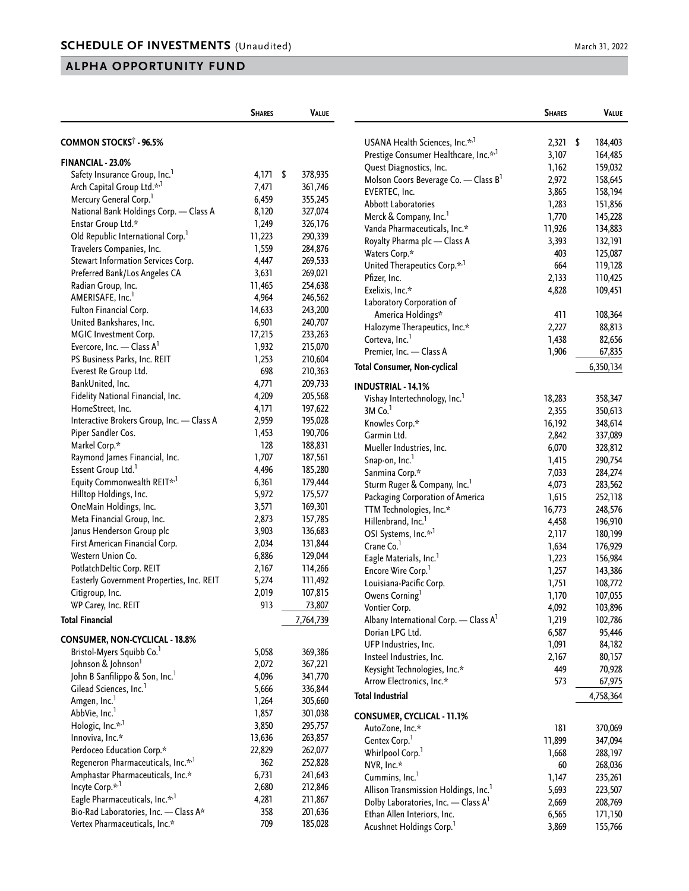# SCHEDULE OF INVESTMENTS (Unaudited)

March 31, 2022

## ALPHA OPPORTUNITY FUND

| | Shares | Value |
|---|---|---|
| **COMMON STOCKS† - 96.5%** | | |
| **FINANCIAL - 23.0%** | | |
| Safety Insurance Group, Inc.[1] | 4,171 | $ 378,935 |
| Arch Capital Group Ltd.*,[1] | 7,471 | 361,746 |
| Mercury General Corp.[1] | 6,459 | 355,245 |
| National Bank Holdings Corp. — Class A | 8,120 | 327,074 |
| Enstar Group Ltd.* | 1,249 | 326,176 |
| Old Republic International Corp.[1] | 11,223 | 290,339 |
| Travelers Companies, Inc. | 1,559 | 284,876 |
| Stewart Information Services Corp. | 4,447 | 269,533 |
| Preferred Bank/Los Angeles CA | 3,631 | 269,021 |
| Radian Group, Inc. | 11,465 | 254,638 |
| AMERISAFE, Inc.[1] | 4,964 | 246,562 |
| Fulton Financial Corp. | 14,633 | 243,200 |
| United Bankshares, Inc. | 6,901 | 240,707 |
| MGIC Investment Corp. | 17,215 | 233,263 |
| Evercore, Inc. — Class A[1] | 1,932 | 215,070 |
| PS Business Parks, Inc. REIT | 1,253 | 210,604 |
| Everest Re Group Ltd. | 698 | 210,363 |
| BankUnited, Inc. | 4,771 | 209,733 |
| Fidelity National Financial, Inc. | 4,209 | 205,568 |
| HomeStreet, Inc. | 4,171 | 197,622 |
| Interactive Brokers Group, Inc. — Class A | 2,959 | 195,028 |
| Piper Sandler Cos. | 1,453 | 190,706 |
| Markel Corp.* | 128 | 188,831 |
| Raymond James Financial, Inc. | 1,707 | 187,561 |
| Essent Group Ltd.[1] | 4,496 | 185,280 |
| Equity Commonwealth REIT*,[1] | 6,361 | 179,444 |
| Hilltop Holdings, Inc. | 5,972 | 175,577 |
| OneMain Holdings, Inc. | 3,571 | 169,301 |
| Meta Financial Group, Inc. | 2,873 | 157,785 |
| Janus Henderson Group plc | 3,903 | 136,683 |
| First American Financial Corp. | 2,034 | 131,844 |
| Western Union Co. | 6,886 | 129,044 |
| PotlatchDeltic Corp. REIT | 2,167 | 114,266 |
| Easterly Government Properties, Inc. REIT | 5,274 | 111,492 |
| Citigroup, Inc. | 2,019 | 107,815 |
| WP Carey, Inc. REIT | 913 | 73,807 |
| **Total Financial** | | 7,764,739 |
| **CONSUMER, NON-CYCLICAL - 18.8%** | | |
| Bristol-Myers Squibb Co.[1] | 5,058 | 369,386 |
| Johnson & Johnson[1] | 2,072 | 367,221 |
| John B Sanfilippo & Son, Inc.[1] | 4,096 | 341,770 |
| Gilead Sciences, Inc.[1] | 5,666 | 336,844 |
| Amgen, Inc.[1] | 1,264 | 305,660 |
| AbbVie, Inc.[1] | 1,857 | 301,038 |
| Hologic, Inc.*,[1] | 3,850 | 295,757 |
| Innoviva, Inc.* | 13,636 | 263,857 |
| Perdoceo Education Corp.* | 22,829 | 262,077 |
| Regeneron Pharmaceuticals, Inc.*,[1] | 362 | 252,828 |
| Amphastar Pharmaceuticals, Inc.* | 6,731 | 241,643 |
| Incyte Corp.*,[1] | 2,680 | 212,846 |
| Eagle Pharmaceuticals, Inc.*,[1] | 4,281 | 211,867 |
| Bio-Rad Laboratories, Inc. — Class A* | 358 | 201,636 |
| Vertex Pharmaceuticals, Inc.* | 709 | 185,028 |
| USANA Health Sciences, Inc.*,[1] | 2,321 | $ 184,403 |
| Prestige Consumer Healthcare, Inc.*,[1] | 3,107 | 164,485 |
| Quest Diagnostics, Inc. | 1,162 | 159,032 |
| Molson Coors Beverage Co. — Class B[1] | 2,972 | 158,645 |
| EVERTEC, Inc. | 3,865 | 158,194 |
| Abbott Laboratories | 1,283 | 151,856 |
| Merck & Company, Inc.[1] | 1,770 | 145,228 |
| Vanda Pharmaceuticals, Inc.* | 11,926 | 134,883 |
| Royalty Pharma plc — Class A | 3,393 | 132,191 |
| Waters Corp.* | 403 | 125,087 |
| United Therapeutics Corp.*,[1] | 664 | 119,128 |
| Pfizer, Inc. | 2,133 | 110,425 |
| Exelixis, Inc.* | 4,828 | 109,451 |
| Laboratory Corporation of America Holdings* | 411 | 108,364 |
| Halozyme Therapeutics, Inc.* | 2,227 | 88,813 |
| Corteva, Inc.[1] | 1,438 | 82,656 |
| Premier, Inc. — Class A | 1,906 | 67,835 |
| **Total Consumer, Non-cyclical** | | 6,350,134 |
| **INDUSTRIAL - 14.1%** | | |
| Vishay Intertechnology, Inc.[1] | 18,283 | 358,347 |
| 3M Co.[1] | 2,355 | 350,613 |
| Knowles Corp.* | 16,192 | 348,614 |
| Garmin Ltd. | 2,842 | 337,089 |
| Mueller Industries, Inc. | 6,070 | 328,812 |
| Snap-on, Inc.[1] | 1,415 | 290,754 |
| Sanmina Corp.* | 7,033 | 284,274 |
| Sturm Ruger & Company, Inc.[1] | 4,073 | 283,562 |
| Packaging Corporation of America | 1,615 | 252,118 |
| TTM Technologies, Inc.* | 16,773 | 248,576 |
| Hillenbrand, Inc.[1] | 4,458 | 196,910 |
| OSI Systems, Inc.*,[1] | 2,117 | 180,199 |
| Crane Co.[1] | 1,634 | 176,929 |
| Eagle Materials, Inc.[1] | 1,223 | 156,984 |
| Encore Wire Corp.[1] | 1,257 | 143,386 |
| Louisiana-Pacific Corp. | 1,751 | 108,772 |
| Owens Corning[1] | 1,170 | 107,055 |
| Vontier Corp. | 4,092 | 103,896 |
| Albany International Corp. — Class A[1] | 1,219 | 102,786 |
| Dorian LPG Ltd. | 6,587 | 95,446 |
| UFP Industries, Inc. | 1,091 | 84,182 |
| Insteel Industries, Inc. | 2,167 | 80,157 |
| Keysight Technologies, Inc.* | 449 | 70,928 |
| Arrow Electronics, Inc.* | 573 | 67,975 |
| **Total Industrial** | | 4,758,364 |
| **CONSUMER, CYCLICAL - 11.1%** | | |
| AutoZone, Inc.* | 181 | 370,069 |
| Gentex Corp.[1] | 11,899 | 347,094 |
| Whirlpool Corp.[1] | 1,668 | 288,197 |
| NVR, Inc.* | 60 | 268,036 |
| Cummins, Inc.[1] | 1,147 | 235,261 |
| Allison Transmission Holdings, Inc.[1] | 5,693 | 223,507 |
| Dolby Laboratories, Inc. — Class A[1] | 2,669 | 208,769 |
| Ethan Allen Interiors, Inc. | 6,565 | 171,150 |
| Acushnet Holdings Corp.[1] | 3,869 | 155,766 |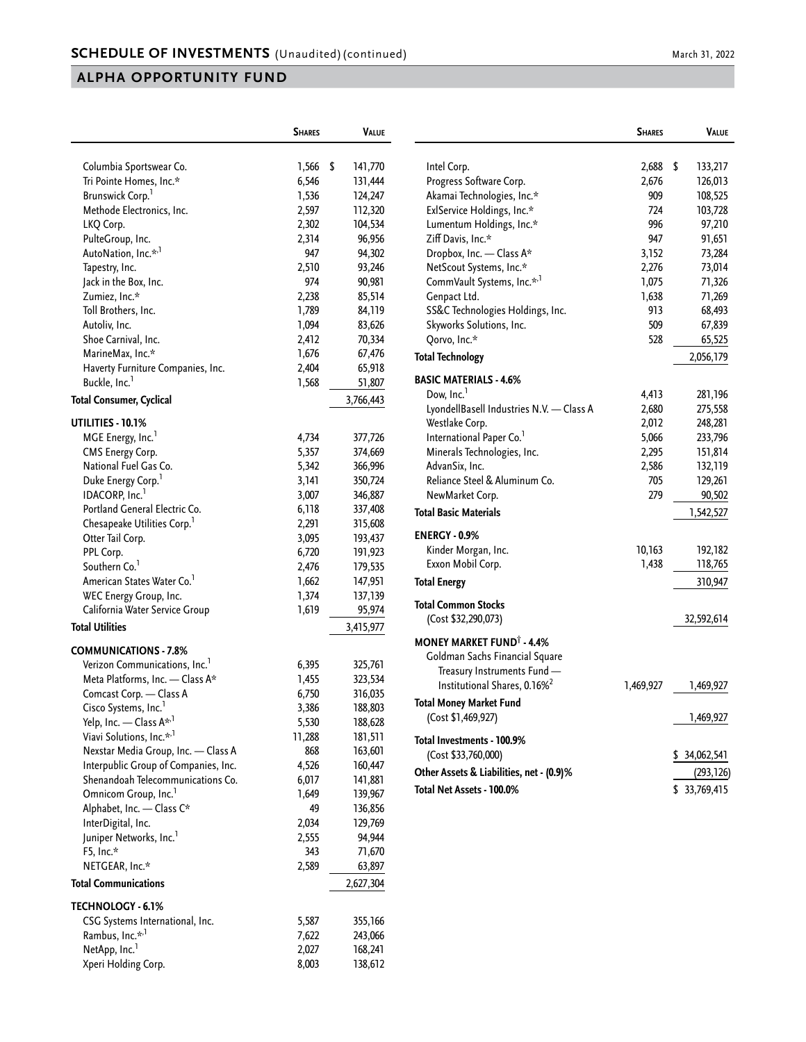## SCHEDULE OF INVESTMENTS (Unaudited) (continued)

March 31, 2022

## ALPHA OPPORTUNITY FUND

| | Shares | Value |
|---|---|---|
| Columbia Sportswear Co. | 1,566 | $ 141,770 |
| Tri Pointe Homes, Inc.* | 6,546 | 131,444 |
| Brunswick Corp.[1] | 1,536 | 124,247 |
| Methode Electronics, Inc. | 2,597 | 112,320 |
| LKQ Corp. | 2,302 | 104,534 |
| PulteGroup, Inc. | 2,314 | 96,956 |
| AutoNation, Inc.*,[1] | 947 | 94,302 |
| Tapestry, Inc. | 2,510 | 93,246 |
| Jack in the Box, Inc. | 974 | 90,981 |
| Zumiez, Inc.* | 2,238 | 85,514 |
| Toll Brothers, Inc. | 1,789 | 84,119 |
| Autoliv, Inc. | 1,094 | 83,626 |
| Shoe Carnival, Inc. | 2,412 | 70,334 |
| MarineMax, Inc.* | 1,676 | 67,476 |
| Haverty Furniture Companies, Inc. | 2,404 | 65,918 |
| Buckle, Inc.[1] | 1,568 | 51,807 |
| **Total Consumer, Cyclical** | | 3,766,443 |
| **UTILITIES - 10.1%** | | |
| MGE Energy, Inc.[1] | 4,734 | 377,726 |
| CMS Energy Corp. | 5,357 | 374,669 |
| National Fuel Gas Co. | 5,342 | 366,996 |
| Duke Energy Corp.[1] | 3,141 | 350,724 |
| IDACORP, Inc.[1] | 3,007 | 346,887 |
| Portland General Electric Co. | 6,118 | 337,408 |
| Chesapeake Utilities Corp.[1] | 2,291 | 315,608 |
| Otter Tail Corp. | 3,095 | 193,437 |
| PPL Corp. | 6,720 | 191,923 |
| Southern Co.[1] | 2,476 | 179,535 |
| American States Water Co.[1] | 1,662 | 147,951 |
| WEC Energy Group, Inc. | 1,374 | 137,139 |
| California Water Service Group | 1,619 | 95,974 |
| **Total Utilities** | | 3,415,977 |
| **COMMUNICATIONS - 7.8%** | | |
| Verizon Communications, Inc.[1] | 6,395 | 325,761 |
| Meta Platforms, Inc. — Class A* | 1,455 | 323,534 |
| Comcast Corp. — Class A | 6,750 | 316,035 |
| Cisco Systems, Inc.[1] | 3,386 | 188,803 |
| Yelp, Inc. — Class A*,[1] | 5,530 | 188,628 |
| Viavi Solutions, Inc.*,[1] | 11,288 | 181,511 |
| Nexstar Media Group, Inc. — Class A | 868 | 163,601 |
| Interpublic Group of Companies, Inc. | 4,526 | 160,447 |
| Shenandoah Telecommunications Co. | 6,017 | 141,881 |
| Omnicom Group, Inc.[1] | 1,649 | 139,967 |
| Alphabet, Inc. — Class C* | 49 | 136,856 |
| InterDigital, Inc. | 2,034 | 129,769 |
| Juniper Networks, Inc.[1] | 2,555 | 94,944 |
| F5, Inc.* | 343 | 71,670 |
| NETGEAR, Inc.* | 2,589 | 63,897 |
| **Total Communications** | | 2,627,304 |
| **TECHNOLOGY - 6.1%** | | |
| CSG Systems International, Inc. | 5,587 | 355,166 |
| Rambus, Inc.*,[1] | 7,622 | 243,066 |
| NetApp, Inc.[1] | 2,027 | 168,241 |
| Xperi Holding Corp. | 8,003 | 138,612 |
| Intel Corp. | 2,688 | $ 133,217 |
| Progress Software Corp. | 2,676 | 126,013 |
| Akamai Technologies, Inc.* | 909 | 108,525 |
| ExlService Holdings, Inc.* | 724 | 103,728 |
| Lumentum Holdings, Inc.* | 996 | 97,210 |
| Ziff Davis, Inc.* | 947 | 91,651 |
| Dropbox, Inc. — Class A* | 3,152 | 73,284 |
| NetScout Systems, Inc.* | 2,276 | 73,014 |
| CommVault Systems, Inc.*,[1] | 1,075 | 71,326 |
| Genpact Ltd. | 1,638 | 71,269 |
| SS&C Technologies Holdings, Inc. | 913 | 68,493 |
| Skyworks Solutions, Inc. | 509 | 67,839 |
| Qorvo, Inc.* | 528 | 65,525 |
| **Total Technology** | | 2,056,179 |
| **BASIC MATERIALS - 4.6%** | | |
| Dow, Inc.[1] | 4,413 | 281,196 |
| LyondellBasell Industries N.V. — Class A | 2,680 | 275,558 |
| Westlake Corp. | 2,012 | 248,281 |
| International Paper Co.[1] | 5,066 | 233,796 |
| Minerals Technologies, Inc. | 2,295 | 151,814 |
| AdvanSix, Inc. | 2,586 | 132,119 |
| Reliance Steel & Aluminum Co. | 705 | 129,261 |
| NewMarket Corp. | 279 | 90,502 |
| **Total Basic Materials** | | 1,542,527 |
| **ENERGY - 0.9%** | | |
| Kinder Morgan, Inc. | 10,163 | 192,182 |
| Exxon Mobil Corp. | 1,438 | 118,765 |
| **Total Energy** | | 310,947 |
| **Total Common Stocks** (Cost $32,290,073) | | 32,592,614 |
| **MONEY MARKET FUND[†] - 4.4%** | | |
| Goldman Sachs Financial Square Treasury Instruments Fund — Institutional Shares, 0.16%[2] | 1,469,927 | 1,469,927 |
| **Total Money Market Fund** (Cost $1,469,927) | | 1,469,927 |
| **Total Investments - 100.9%** (Cost $33,760,000) | | $ 34,062,541 |
| **Other Assets & Liabilities, net - (0.9)%** | | (293,126) |
| **Total Net Assets - 100.0%** | | $ 33,769,415 |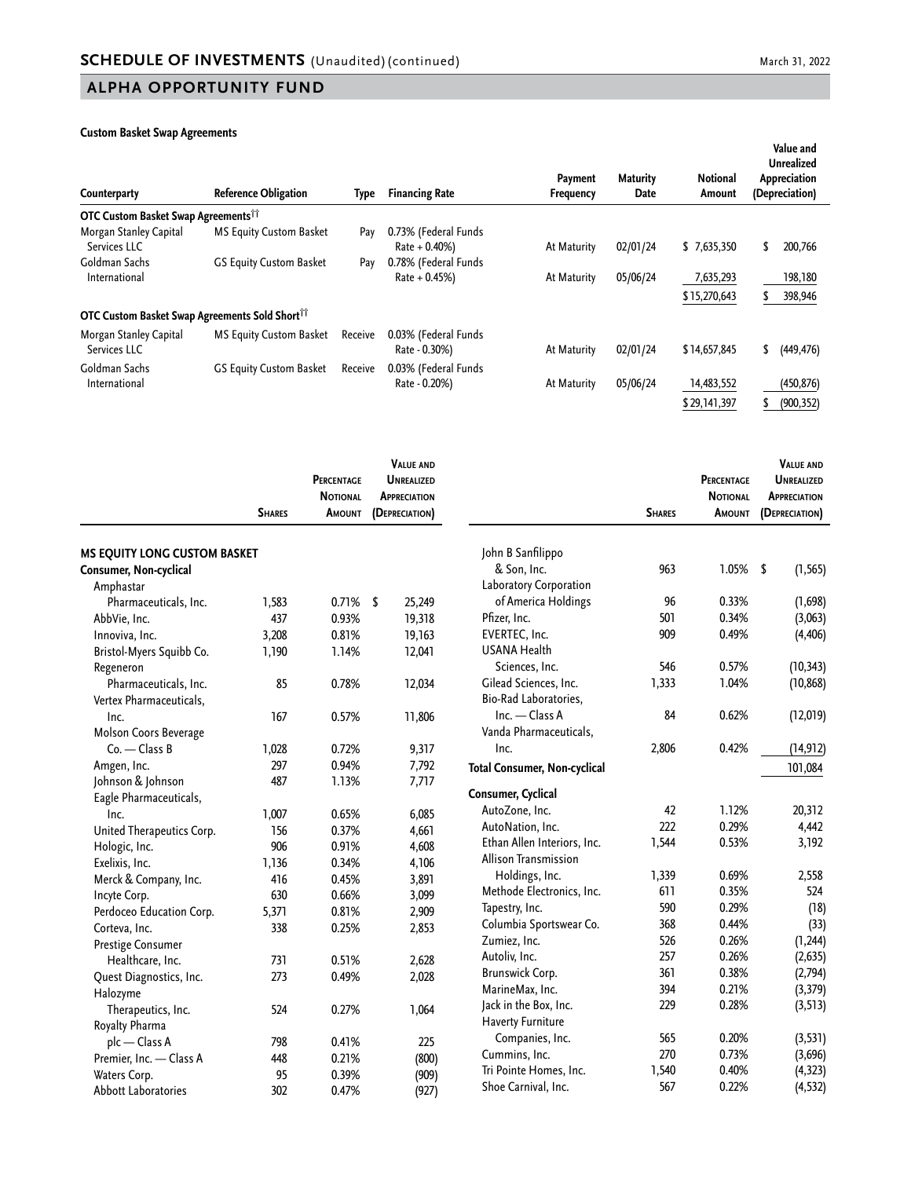## ALPHA OPPORTUNITY FUND

**Custom Basket Swap Agreements**

| Counterparty | Reference Obligation | Type | Financing Rate | Payment Frequency | Maturity Date | Notional Amount | Value and Unrealized Appreciation (Depreciation) |
|---|---|---|---|---|---|---|---|
| **OTC Custom Basket Swap Agreements**[††] | | | | | | | |
| Morgan Stanley Capital Services LLC | MS Equity Custom Basket | Pay | 0.73% (Federal Funds Rate + 0.40%) | At Maturity | 02/01/24 | $ 7,635,350 | $ 200,766 |
| Goldman Sachs International | GS Equity Custom Basket | Pay | 0.78% (Federal Funds Rate + 0.45%) | At Maturity | 05/06/24 | 7,635,293 | 198,180 |
| | | | | | | $ 15,270,643 | $ 398,946 |
| **OTC Custom Basket Swap Agreements Sold Short**[††] | | | | | | | |
| Morgan Stanley Capital Services LLC | MS Equity Custom Basket | Receive | 0.03% (Federal Funds Rate - 0.30%) | At Maturity | 02/01/24 | $ 14,657,845 | $ (449,476) |
| Goldman Sachs International | GS Equity Custom Basket | Receive | 0.03% (Federal Funds Rate - 0.20%) | At Maturity | 05/06/24 | 14,483,552 | (450,876) |
| | | | | | | $ 29,141,397 | $ (900,352) |

| | Shares | Percentage Notional Amount | Value and Unrealized Appreciation (Depreciation) |
|---|---|---|---|
| **MS EQUITY LONG CUSTOM BASKET** | | | |
| **Consumer, Non-cyclical** | | | |
| Amphastar Pharmaceuticals, Inc. | 1,583 | 0.71% | $ 25,249 |
| AbbVie, Inc. | 437 | 0.93% | 19,318 |
| Innoviva, Inc. | 3,208 | 0.81% | 19,163 |
| Bristol-Myers Squibb Co. | 1,190 | 1.14% | 12,041 |
| Regeneron Pharmaceuticals, Inc. | 85 | 0.78% | 12,034 |
| Vertex Pharmaceuticals, Inc. | 167 | 0.57% | 11,806 |
| Molson Coors Beverage Co. — Class B | 1,028 | 0.72% | 9,317 |
| Amgen, Inc. | 297 | 0.94% | 7,792 |
| Johnson & Johnson | 487 | 1.13% | 7,717 |
| Eagle Pharmaceuticals, Inc. | 1,007 | 0.65% | 6,085 |
| United Therapeutics Corp. | 156 | 0.37% | 4,661 |
| Hologic, Inc. | 906 | 0.91% | 4,608 |
| Exelixis, Inc. | 1,136 | 0.34% | 4,106 |
| Merck & Company, Inc. | 416 | 0.45% | 3,891 |
| Incyte Corp. | 630 | 0.66% | 3,099 |
| Perdoceo Education Corp. | 5,371 | 0.81% | 2,909 |
| Corteva, Inc. | 338 | 0.25% | 2,853 |
| Prestige Consumer Healthcare, Inc. | 731 | 0.51% | 2,628 |
| Quest Diagnostics, Inc. | 273 | 0.49% | 2,028 |
| Halozyme Therapeutics, Inc. | 524 | 0.27% | 1,064 |
| Royalty Pharma plc — Class A | 798 | 0.41% | 225 |
| Premier, Inc. — Class A | 448 | 0.21% | (800) |
| Waters Corp. | 95 | 0.39% | (909) |
| Abbott Laboratories | 302 | 0.47% | (927) |
| John B Sanfilippo & Son, Inc. | 963 | 1.05% | $ (1,565) |
| Laboratory Corporation of America Holdings | 96 | 0.33% | (1,698) |
| Pfizer, Inc. | 501 | 0.34% | (3,063) |
| EVERTEC, Inc. | 909 | 0.49% | (4,406) |
| USANA Health Sciences, Inc. | 546 | 0.57% | (10,343) |
| Gilead Sciences, Inc. | 1,333 | 1.04% | (10,868) |
| Bio-Rad Laboratories, Inc. — Class A | 84 | 0.62% | (12,019) |
| Vanda Pharmaceuticals, Inc. | 2,806 | 0.42% | (14,912) |
| **Total Consumer, Non-cyclical** | | | 101,084 |
| **Consumer, Cyclical** | | | |
| AutoZone, Inc. | 42 | 1.12% | 20,312 |
| AutoNation, Inc. | 222 | 0.29% | 4,442 |
| Ethan Allen Interiors, Inc. | 1,544 | 0.53% | 3,192 |
| Allison Transmission Holdings, Inc. | 1,339 | 0.69% | 2,558 |
| Methode Electronics, Inc. | 611 | 0.35% | 524 |
| Tapestry, Inc. | 590 | 0.29% | (18) |
| Columbia Sportswear Co. | 368 | 0.44% | (33) |
| Zumiez, Inc. | 526 | 0.26% | (1,244) |
| Autoliv, Inc. | 257 | 0.26% | (2,635) |
| Brunswick Corp. | 361 | 0.38% | (2,794) |
| MarineMax, Inc. | 394 | 0.21% | (3,379) |
| Jack in the Box, Inc. | 229 | 0.28% | (3,513) |
| Haverty Furniture Companies, Inc. | 565 | 0.20% | (3,531) |
| Cummins, Inc. | 270 | 0.73% | (3,696) |
| Tri Pointe Homes, Inc. | 1,540 | 0.40% | (4,323) |
| Shoe Carnival, Inc. | 567 | 0.22% | (4,532) |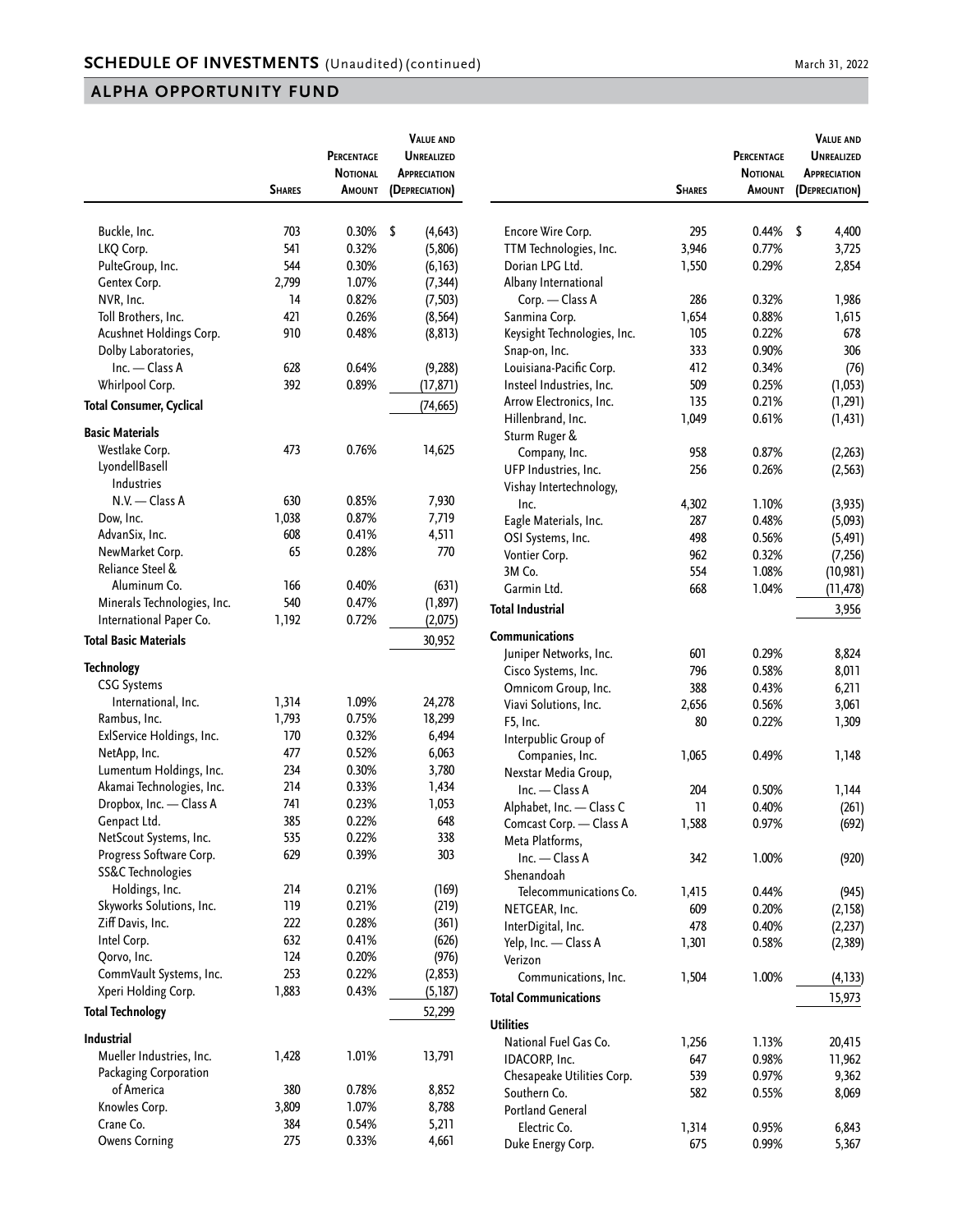## SCHEDULE OF INVESTMENTS (Unaudited) (continued)

March 31, 2022

## ALPHA OPPORTUNITY FUND

| | Shares | Percentage Notional Amount | Value and Unrealized Appreciation (Depreciation) |
|---|---|---|---|
| Buckle, Inc. | 703 | 0.30% | $ (4,643) |
| LKQ Corp. | 541 | 0.32% | (5,806) |
| PulteGroup, Inc. | 544 | 0.30% | (6,163) |
| Gentex Corp. | 2,799 | 1.07% | (7,344) |
| NVR, Inc. | 14 | 0.82% | (7,503) |
| Toll Brothers, Inc. | 421 | 0.26% | (8,564) |
| Acushnet Holdings Corp. | 910 | 0.48% | (8,813) |
| Dolby Laboratories, Inc. — Class A | 628 | 0.64% | (9,288) |
| Whirlpool Corp. | 392 | 0.89% | (17,871) |
| **Total Consumer, Cyclical** | | | (74,665) |
| **Basic Materials** | | | |
| Westlake Corp. | 473 | 0.76% | 14,625 |
| LyondellBasell Industries N.V. — Class A | 630 | 0.85% | 7,930 |
| Dow, Inc. | 1,038 | 0.87% | 7,719 |
| AdvanSix, Inc. | 608 | 0.41% | 4,511 |
| NewMarket Corp. | 65 | 0.28% | 770 |
| Reliance Steel & Aluminum Co. | 166 | 0.40% | (631) |
| Minerals Technologies, Inc. | 540 | 0.47% | (1,897) |
| International Paper Co. | 1,192 | 0.72% | (2,075) |
| **Total Basic Materials** | | | 30,952 |
| **Technology** | | | |
| CSG Systems International, Inc. | 1,314 | 1.09% | 24,278 |
| Rambus, Inc. | 1,793 | 0.75% | 18,299 |
| ExlService Holdings, Inc. | 170 | 0.32% | 6,494 |
| NetApp, Inc. | 477 | 0.52% | 6,063 |
| Lumentum Holdings, Inc. | 234 | 0.30% | 3,780 |
| Akamai Technologies, Inc. | 214 | 0.33% | 1,434 |
| Dropbox, Inc. — Class A | 741 | 0.23% | 1,053 |
| Genpact Ltd. | 385 | 0.22% | 648 |
| NetScout Systems, Inc. | 535 | 0.22% | 338 |
| Progress Software Corp. | 629 | 0.39% | 303 |
| SS&C Technologies Holdings, Inc. | 214 | 0.21% | (169) |
| Skyworks Solutions, Inc. | 119 | 0.21% | (219) |
| Ziff Davis, Inc. | 222 | 0.28% | (361) |
| Intel Corp. | 632 | 0.41% | (626) |
| Qorvo, Inc. | 124 | 0.20% | (976) |
| CommVault Systems, Inc. | 253 | 0.22% | (2,853) |
| Xperi Holding Corp. | 1,883 | 0.43% | (5,187) |
| **Total Technology** | | | 52,299 |
| **Industrial** | | | |
| Mueller Industries, Inc. | 1,428 | 1.01% | 13,791 |
| Packaging Corporation of America | 380 | 0.78% | 8,852 |
| Knowles Corp. | 3,809 | 1.07% | 8,788 |
| Crane Co. | 384 | 0.54% | 5,211 |
| Owens Corning | 275 | 0.33% | 4,661 |
| Encore Wire Corp. | 295 | 0.44% | $ 4,400 |
| TTM Technologies, Inc. | 3,946 | 0.77% | 3,725 |
| Dorian LPG Ltd. | 1,550 | 0.29% | 2,854 |
| Albany International Corp. — Class A | 286 | 0.32% | 1,986 |
| Sanmina Corp. | 1,654 | 0.88% | 1,615 |
| Keysight Technologies, Inc. | 105 | 0.22% | 678 |
| Snap-on, Inc. | 333 | 0.90% | 306 |
| Louisiana-Pacific Corp. | 412 | 0.34% | (76) |
| Insteel Industries, Inc. | 509 | 0.25% | (1,053) |
| Arrow Electronics, Inc. | 135 | 0.21% | (1,291) |
| Hillenbrand, Inc. | 1,049 | 0.61% | (1,431) |
| Sturm Ruger & Company, Inc. | 958 | 0.87% | (2,263) |
| UFP Industries, Inc. | 256 | 0.26% | (2,563) |
| Vishay Intertechnology, Inc. | 4,302 | 1.10% | (3,935) |
| Eagle Materials, Inc. | 287 | 0.48% | (5,093) |
| OSI Systems, Inc. | 498 | 0.56% | (5,491) |
| Vontier Corp. | 962 | 0.32% | (7,256) |
| 3M Co. | 554 | 1.08% | (10,981) |
| Garmin Ltd. | 668 | 1.04% | (11,478) |
| **Total Industrial** | | | 3,956 |
| **Communications** | | | |
| Juniper Networks, Inc. | 601 | 0.29% | 8,824 |
| Cisco Systems, Inc. | 796 | 0.58% | 8,011 |
| Omnicom Group, Inc. | 388 | 0.43% | 6,211 |
| Viavi Solutions, Inc. | 2,656 | 0.56% | 3,061 |
| F5, Inc. | 80 | 0.22% | 1,309 |
| Interpublic Group of Companies, Inc. | 1,065 | 0.49% | 1,148 |
| Nexstar Media Group, Inc. — Class A | 204 | 0.50% | 1,144 |
| Alphabet, Inc. — Class C | 11 | 0.40% | (261) |
| Comcast Corp. — Class A | 1,588 | 0.97% | (692) |
| Meta Platforms, Inc. — Class A | 342 | 1.00% | (920) |
| Shenandoah Telecommunications Co. | 1,415 | 0.44% | (945) |
| NETGEAR, Inc. | 609 | 0.20% | (2,158) |
| InterDigital, Inc. | 478 | 0.40% | (2,237) |
| Yelp, Inc. — Class A | 1,301 | 0.58% | (2,389) |
| Verizon Communications, Inc. | 1,504 | 1.00% | (4,133) |
| **Total Communications** | | | 15,973 |
| **Utilities** | | | |
| National Fuel Gas Co. | 1,256 | 1.13% | 20,415 |
| IDACORP, Inc. | 647 | 0.98% | 11,962 |
| Chesapeake Utilities Corp. | 539 | 0.97% | 9,362 |
| Southern Co. | 582 | 0.55% | 8,069 |
| Portland General Electric Co. | 1,314 | 0.95% | 6,843 |
| Duke Energy Corp. | 675 | 0.99% | 5,367 |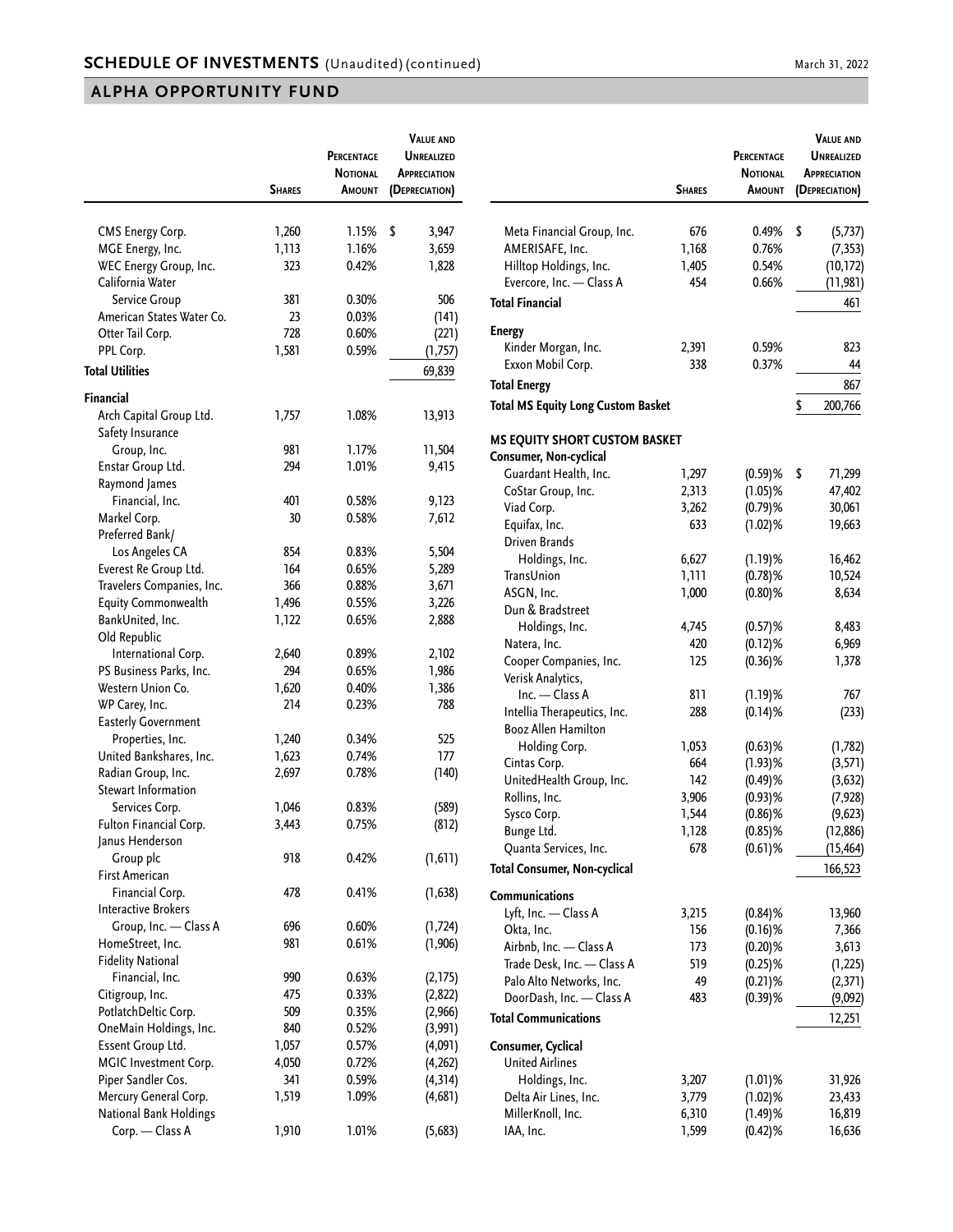## SCHEDULE OF INVESTMENTS (Unaudited) (continued)

March 31, 2022

## ALPHA OPPORTUNITY FUND

| | Shares | Percentage Notional Amount | Value and Unrealized Appreciation (Depreciation) |
|---|---|---|---|
| CMS Energy Corp. | 1,260 | 1.15% | $ 3,947 |
| MGE Energy, Inc. | 1,113 | 1.16% | 3,659 |
| WEC Energy Group, Inc. | 323 | 0.42% | 1,828 |
| California Water Service Group | 381 | 0.30% | 506 |
| American States Water Co. | 23 | 0.03% | (141) |
| Otter Tail Corp. | 728 | 0.60% | (221) |
| PPL Corp. | 1,581 | 0.59% | (1,757) |
| **Total Utilities** | | | 69,839 |
| **Financial** | | | |
| Arch Capital Group Ltd. | 1,757 | 1.08% | 13,913 |
| Safety Insurance Group, Inc. | 981 | 1.17% | 11,504 |
| Enstar Group Ltd. | 294 | 1.01% | 9,415 |
| Raymond James Financial, Inc. | 401 | 0.58% | 9,123 |
| Markel Corp. | 30 | 0.58% | 7,612 |
| Preferred Bank/ Los Angeles CA | 854 | 0.83% | 5,504 |
| Everest Re Group Ltd. | 164 | 0.65% | 5,289 |
| Travelers Companies, Inc. | 366 | 0.88% | 3,671 |
| Equity Commonwealth | 1,496 | 0.55% | 3,226 |
| BankUnited, Inc. | 1,122 | 0.65% | 2,888 |
| Old Republic International Corp. | 2,640 | 0.89% | 2,102 |
| PS Business Parks, Inc. | 294 | 0.65% | 1,986 |
| Western Union Co. | 1,620 | 0.40% | 1,386 |
| WP Carey, Inc. | 214 | 0.23% | 788 |
| Easterly Government Properties, Inc. | 1,240 | 0.34% | 525 |
| United Bankshares, Inc. | 1,623 | 0.74% | 177 |
| Radian Group, Inc. | 2,697 | 0.78% | (140) |
| Stewart Information Services Corp. | 1,046 | 0.83% | (589) |
| Fulton Financial Corp. | 3,443 | 0.75% | (812) |
| Janus Henderson Group plc | 918 | 0.42% | (1,611) |
| First American Financial Corp. | 478 | 0.41% | (1,638) |
| Interactive Brokers Group, Inc. — Class A | 696 | 0.60% | (1,724) |
| HomeStreet, Inc. | 981 | 0.61% | (1,906) |
| Fidelity National Financial, Inc. | 990 | 0.63% | (2,175) |
| Citigroup, Inc. | 475 | 0.33% | (2,822) |
| PotlatchDeltic Corp. | 509 | 0.35% | (2,966) |
| OneMain Holdings, Inc. | 840 | 0.52% | (3,991) |
| Essent Group Ltd. | 1,057 | 0.57% | (4,091) |
| MGIC Investment Corp. | 4,050 | 0.72% | (4,262) |
| Piper Sandler Cos. | 341 | 0.59% | (4,314) |
| Mercury General Corp. | 1,519 | 1.09% | (4,681) |
| National Bank Holdings Corp. — Class A | 1,910 | 1.01% | (5,683) |
| Meta Financial Group, Inc. | 676 | 0.49% | $ (5,737) |
| AMERISAFE, Inc. | 1,168 | 0.76% | (7,353) |
| Hilltop Holdings, Inc. | 1,405 | 0.54% | (10,172) |
| Evercore, Inc. — Class A | 454 | 0.66% | (11,981) |
| **Total Financial** | | | 461 |
| **Energy** | | | |
| Kinder Morgan, Inc. | 2,391 | 0.59% | 823 |
| Exxon Mobil Corp. | 338 | 0.37% | 44 |
| **Total Energy** | | | 867 |
| **Total MS Equity Long Custom Basket** | | | $ 200,766 |
| **MS EQUITY SHORT CUSTOM BASKET** | | | |
| **Consumer, Non-cyclical** | | | |
| Guardant Health, Inc. | 1,297 | (0.59)% | $ 71,299 |
| CoStar Group, Inc. | 2,313 | (1.05)% | 47,402 |
| Viad Corp. | 3,262 | (0.79)% | 30,061 |
| Equifax, Inc. | 633 | (1.02)% | 19,663 |
| Driven Brands Holdings, Inc. | 6,627 | (1.19)% | 16,462 |
| TransUnion | 1,111 | (0.78)% | 10,524 |
| ASGN, Inc. | 1,000 | (0.80)% | 8,634 |
| Dun & Bradstreet Holdings, Inc. | 4,745 | (0.57)% | 8,483 |
| Natera, Inc. | 420 | (0.12)% | 6,969 |
| Cooper Companies, Inc. | 125 | (0.36)% | 1,378 |
| Verisk Analytics, Inc. — Class A | 811 | (1.19)% | 767 |
| Intellia Therapeutics, Inc. | 288 | (0.14)% | (233) |
| Booz Allen Hamilton Holding Corp. | 1,053 | (0.63)% | (1,782) |
| Cintas Corp. | 664 | (1.93)% | (3,571) |
| UnitedHealth Group, Inc. | 142 | (0.49)% | (3,632) |
| Rollins, Inc. | 3,906 | (0.93)% | (7,928) |
| Sysco Corp. | 1,544 | (0.86)% | (9,623) |
| Bunge Ltd. | 1,128 | (0.85)% | (12,886) |
| Quanta Services, Inc. | 678 | (0.61)% | (15,464) |
| **Total Consumer, Non-cyclical** | | | 166,523 |
| **Communications** | | | |
| Lyft, Inc. — Class A | 3,215 | (0.84)% | 13,960 |
| Okta, Inc. | 156 | (0.16)% | 7,366 |
| Airbnb, Inc. — Class A | 173 | (0.20)% | 3,613 |
| Trade Desk, Inc. — Class A | 519 | (0.25)% | (1,225) |
| Palo Alto Networks, Inc. | 49 | (0.21)% | (2,371) |
| DoorDash, Inc. — Class A | 483 | (0.39)% | (9,092) |
| **Total Communications** | | | 12,251 |
| **Consumer, Cyclical** | | | |
| United Airlines Holdings, Inc. | 3,207 | (1.01)% | 31,926 |
| Delta Air Lines, Inc. | 3,779 | (1.02)% | 23,433 |
| MillerKnoll, Inc. | 6,310 | (1.49)% | 16,819 |
| IAA, Inc. | 1,599 | (0.42)% | 16,636 |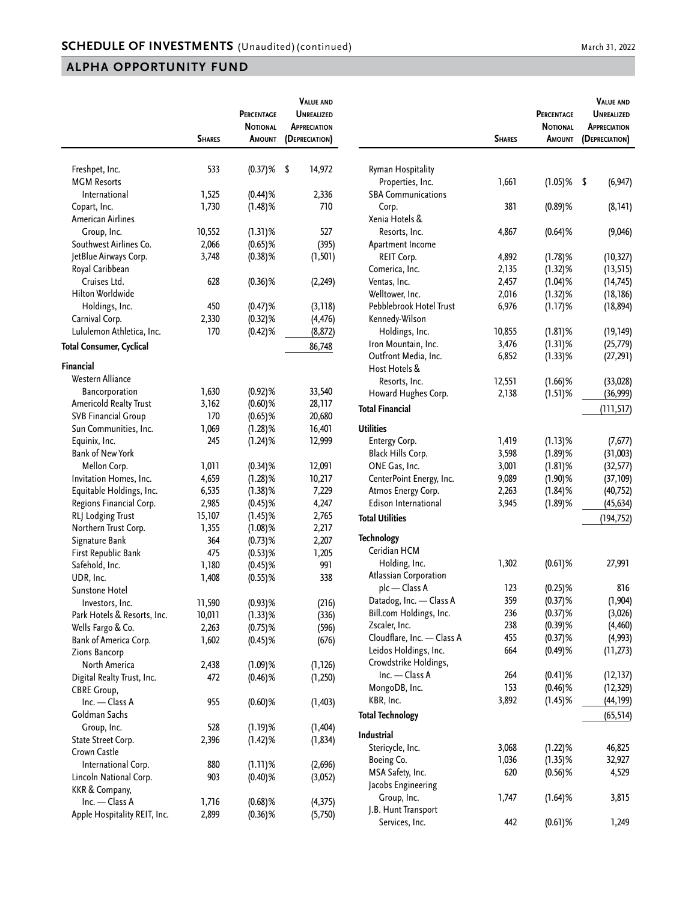## SCHEDULE OF INVESTMENTS (Unaudited) (continued)

## ALPHA OPPORTUNITY FUND

| | Shares | Percentage Notional Amount | Value and Unrealized Appreciation (Depreciation) |
|---|---|---|---|
| Freshpet, Inc. | 533 | (0.37)% | $ 14,972 |
| MGM Resorts International | 1,525 | (0.44)% | 2,336 |
| Copart, Inc. | 1,730 | (1.48)% | 710 |
| American Airlines Group, Inc. | 10,552 | (1.31)% | 527 |
| Southwest Airlines Co. | 2,066 | (0.65)% | (395) |
| JetBlue Airways Corp. | 3,748 | (0.38)% | (1,501) |
| Royal Caribbean Cruises Ltd. | 628 | (0.36)% | (2,249) |
| Hilton Worldwide Holdings, Inc. | 450 | (0.47)% | (3,118) |
| Carnival Corp. | 2,330 | (0.32)% | (4,476) |
| Lululemon Athletica, Inc. | 170 | (0.42)% | (8,872) |
| **Total Consumer, Cyclical** | | | 86,748 |
| **Financial** | | | |
| Western Alliance Bancorporation | 1,630 | (0.92)% | 33,540 |
| Americold Realty Trust | 3,162 | (0.60)% | 28,117 |
| SVB Financial Group | 170 | (0.65)% | 20,680 |
| Sun Communities, Inc. | 1,069 | (1.28)% | 16,401 |
| Equinix, Inc. | 245 | (1.24)% | 12,999 |
| Bank of New York Mellon Corp. | 1,011 | (0.34)% | 12,091 |
| Invitation Homes, Inc. | 4,659 | (1.28)% | 10,217 |
| Equitable Holdings, Inc. | 6,535 | (1.38)% | 7,229 |
| Regions Financial Corp. | 2,985 | (0.45)% | 4,247 |
| RLJ Lodging Trust | 15,107 | (1.45)% | 2,765 |
| Northern Trust Corp. | 1,355 | (1.08)% | 2,217 |
| Signature Bank | 364 | (0.73)% | 2,207 |
| First Republic Bank | 475 | (0.53)% | 1,205 |
| Safehold, Inc. | 1,180 | (0.45)% | 991 |
| UDR, Inc. | 1,408 | (0.55)% | 338 |
| Sunstone Hotel Investors, Inc. | 11,590 | (0.93)% | (216) |
| Park Hotels & Resorts, Inc. | 10,011 | (1.33)% | (336) |
| Wells Fargo & Co. | 2,263 | (0.75)% | (596) |
| Bank of America Corp. | 1,602 | (0.45)% | (676) |
| Zions Bancorp North America | 2,438 | (1.09)% | (1,126) |
| Digital Realty Trust, Inc. | 472 | (0.46)% | (1,250) |
| CBRE Group, Inc. — Class A | 955 | (0.60)% | (1,403) |
| Goldman Sachs Group, Inc. | 528 | (1.19)% | (1,404) |
| State Street Corp. | 2,396 | (1.42)% | (1,834) |
| Crown Castle International Corp. | 880 | (1.11)% | (2,696) |
| Lincoln National Corp. | 903 | (0.40)% | (3,052) |
| KKR & Company, Inc. — Class A | 1,716 | (0.68)% | (4,375) |
| Apple Hospitality REIT, Inc. | 2,899 | (0.36)% | (5,750) |
| Ryman Hospitality Properties, Inc. | 1,661 | (1.05)% | $ (6,947) |
| SBA Communications Corp. | 381 | (0.89)% | (8,141) |
| Xenia Hotels & Resorts, Inc. | 4,867 | (0.64)% | (9,046) |
| Apartment Income REIT Corp. | 4,892 | (1.78)% | (10,327) |
| Comerica, Inc. | 2,135 | (1.32)% | (13,515) |
| Ventas, Inc. | 2,457 | (1.04)% | (14,745) |
| Welltower, Inc. | 2,016 | (1.32)% | (18,186) |
| Pebblebrook Hotel Trust | 6,976 | (1.17)% | (18,894) |
| Kennedy-Wilson Holdings, Inc. | 10,855 | (1.81)% | (19,149) |
| Iron Mountain, Inc. | 3,476 | (1.31)% | (25,779) |
| Outfront Media, Inc. | 6,852 | (1.33)% | (27,291) |
| Host Hotels & Resorts, Inc. | 12,551 | (1.66)% | (33,028) |
| Howard Hughes Corp. | 2,138 | (1.51)% | (36,999) |
| **Total Financial** | | | (111,517) |
| **Utilities** | | | |
| Entergy Corp. | 1,419 | (1.13)% | (7,677) |
| Black Hills Corp. | 3,598 | (1.89)% | (31,003) |
| ONE Gas, Inc. | 3,001 | (1.81)% | (32,577) |
| CenterPoint Energy, Inc. | 9,089 | (1.90)% | (37,109) |
| Atmos Energy Corp. | 2,263 | (1.84)% | (40,752) |
| Edison International | 3,945 | (1.89)% | (45,634) |
| **Total Utilities** | | | (194,752) |
| **Technology** | | | |
| Ceridian HCM Holding, Inc. | 1,302 | (0.61)% | 27,991 |
| Atlassian Corporation plc — Class A | 123 | (0.25)% | 816 |
| Datadog, Inc. — Class A | 359 | (0.37)% | (1,904) |
| Bill.com Holdings, Inc. | 236 | (0.37)% | (3,026) |
| Zscaler, Inc. | 238 | (0.39)% | (4,460) |
| Cloudflare, Inc. — Class A | 455 | (0.37)% | (4,993) |
| Leidos Holdings, Inc. | 664 | (0.49)% | (11,273) |
| Crowdstrike Holdings, Inc. — Class A | 264 | (0.41)% | (12,137) |
| MongoDB, Inc. | 153 | (0.46)% | (12,329) |
| KBR, Inc. | 3,892 | (1.45)% | (44,199) |
| **Total Technology** | | | (65,514) |
| **Industrial** | | | |
| Stericycle, Inc. | 3,068 | (1.22)% | 46,825 |
| Boeing Co. | 1,036 | (1.35)% | 32,927 |
| MSA Safety, Inc. | 620 | (0.56)% | 4,529 |
| Jacobs Engineering Group, Inc. | 1,747 | (1.64)% | 3,815 |
| J.B. Hunt Transport Services, Inc. | 442 | (0.61)% | 1,249 |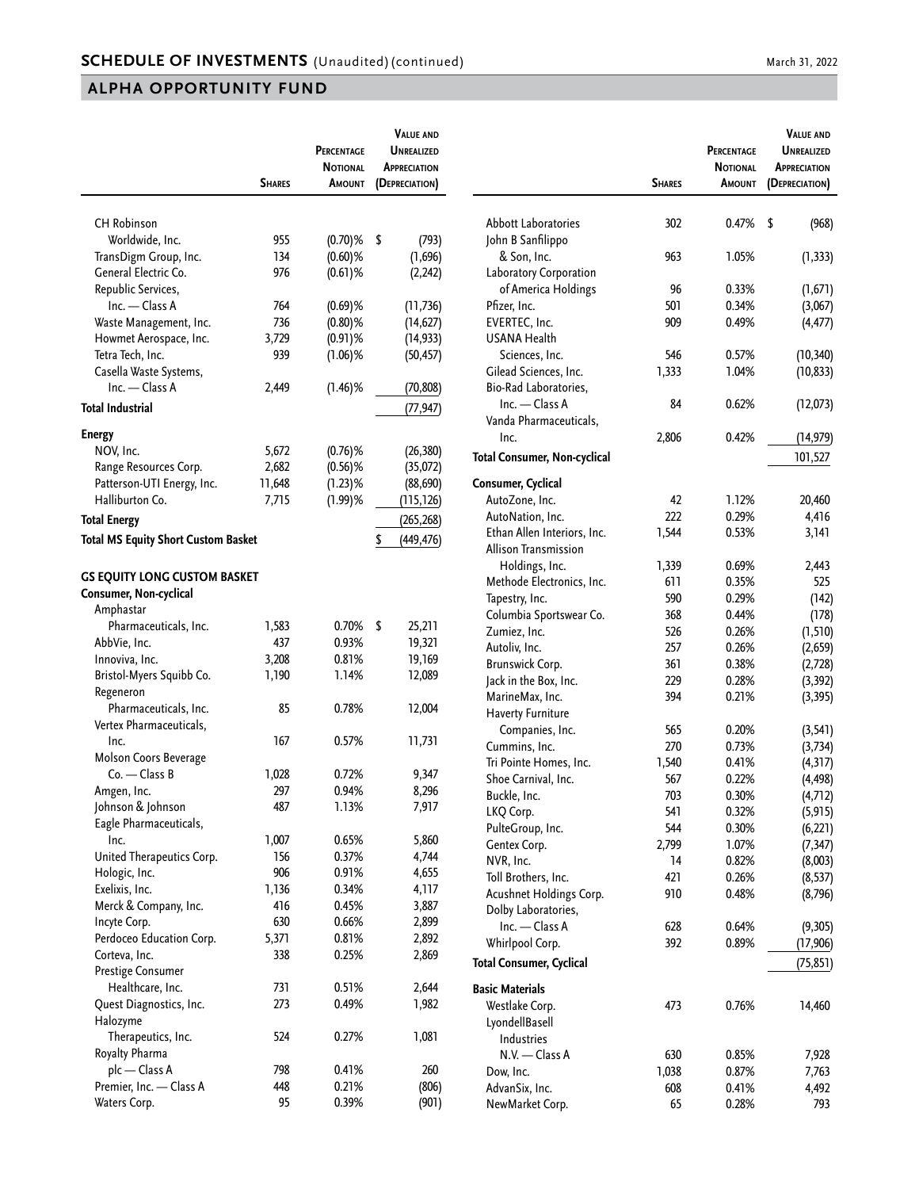## SCHEDULE OF INVESTMENTS (Unaudited) (continued)

## ALPHA OPPORTUNITY FUND

| | Shares | Percentage Notional Amount | Value and Unrealized Appreciation (Depreciation) |
|---|---|---|---|
| CH Robinson Worldwide, Inc. | 955 | (0.70)% | $ (793) |
| TransDigm Group, Inc. | 134 | (0.60)% | (1,696) |
| General Electric Co. | 976 | (0.61)% | (2,242) |
| Republic Services, Inc. — Class A | 764 | (0.69)% | (11,736) |
| Waste Management, Inc. | 736 | (0.80)% | (14,627) |
| Howmet Aerospace, Inc. | 3,729 | (0.91)% | (14,933) |
| Tetra Tech, Inc. | 939 | (1.06)% | (50,457) |
| Casella Waste Systems, Inc. — Class A | 2,449 | (1.46)% | (70,808) |
| **Total Industrial** | | | (77,947) |
| **Energy** | | | |
| NOV, Inc. | 5,672 | (0.76)% | (26,380) |
| Range Resources Corp. | 2,682 | (0.56)% | (35,072) |
| Patterson-UTI Energy, Inc. | 11,648 | (1.23)% | (88,690) |
| Halliburton Co. | 7,715 | (1.99)% | (115,126) |
| **Total Energy** | | | (265,268) |
| **Total MS Equity Short Custom Basket** | | | $ (449,476) |
| | | | |
| **GS EQUITY LONG CUSTOM BASKET** | | | |
| **Consumer, Non-cyclical** | | | |
| Amphastar Pharmaceuticals, Inc. | 1,583 | 0.70% | $ 25,211 |
| AbbVie, Inc. | 437 | 0.93% | 19,321 |
| Innoviva, Inc. | 3,208 | 0.81% | 19,169 |
| Bristol-Myers Squibb Co. | 1,190 | 1.14% | 12,089 |
| Regeneron Pharmaceuticals, Inc. | 85 | 0.78% | 12,004 |
| Vertex Pharmaceuticals, Inc. | 167 | 0.57% | 11,731 |
| Molson Coors Beverage Co. — Class B | 1,028 | 0.72% | 9,347 |
| Amgen, Inc. | 297 | 0.94% | 8,296 |
| Johnson & Johnson | 487 | 1.13% | 7,917 |
| Eagle Pharmaceuticals, Inc. | 1,007 | 0.65% | 5,860 |
| United Therapeutics Corp. | 156 | 0.37% | 4,744 |
| Hologic, Inc. | 906 | 0.91% | 4,655 |
| Exelixis, Inc. | 1,136 | 0.34% | 4,117 |
| Merck & Company, Inc. | 416 | 0.45% | 3,887 |
| Incyte Corp. | 630 | 0.66% | 2,899 |
| Perdoceo Education Corp. | 5,371 | 0.81% | 2,892 |
| Corteva, Inc. | 338 | 0.25% | 2,869 |
| Prestige Consumer Healthcare, Inc. | 731 | 0.51% | 2,644 |
| Quest Diagnostics, Inc. | 273 | 0.49% | 1,982 |
| Halozyme Therapeutics, Inc. | 524 | 0.27% | 1,081 |
| Royalty Pharma plc — Class A | 798 | 0.41% | 260 |
| Premier, Inc. — Class A | 448 | 0.21% | (806) |
| Waters Corp. | 95 | 0.39% | (901) |
| Abbott Laboratories | 302 | 0.47% | $ (968) |
| John B Sanfilippo & Son, Inc. | 963 | 1.05% | (1,333) |
| Laboratory Corporation of America Holdings | 96 | 0.33% | (1,671) |
| Pfizer, Inc. | 501 | 0.34% | (3,067) |
| EVERTEC, Inc. | 909 | 0.49% | (4,477) |
| USANA Health Sciences, Inc. | 546 | 0.57% | (10,340) |
| Gilead Sciences, Inc. | 1,333 | 1.04% | (10,833) |
| Bio-Rad Laboratories, Inc. — Class A | 84 | 0.62% | (12,073) |
| Vanda Pharmaceuticals, Inc. | 2,806 | 0.42% | (14,979) |
| **Total Consumer, Non-cyclical** | | | 101,527 |
| **Consumer, Cyclical** | | | |
| AutoZone, Inc. | 42 | 1.12% | 20,460 |
| AutoNation, Inc. | 222 | 0.29% | 4,416 |
| Ethan Allen Interiors, Inc. | 1,544 | 0.53% | 3,141 |
| Allison Transmission Holdings, Inc. | 1,339 | 0.69% | 2,443 |
| Methode Electronics, Inc. | 611 | 0.35% | 525 |
| Tapestry, Inc. | 590 | 0.29% | (142) |
| Columbia Sportswear Co. | 368 | 0.44% | (178) |
| Zumiez, Inc. | 526 | 0.26% | (1,510) |
| Autoliv, Inc. | 257 | 0.26% | (2,659) |
| Brunswick Corp. | 361 | 0.38% | (2,728) |
| Jack in the Box, Inc. | 229 | 0.28% | (3,392) |
| MarineMax, Inc. | 394 | 0.21% | (3,395) |
| Haverty Furniture Companies, Inc. | 565 | 0.20% | (3,541) |
| Cummins, Inc. | 270 | 0.73% | (3,734) |
| Tri Pointe Homes, Inc. | 1,540 | 0.41% | (4,317) |
| Shoe Carnival, Inc. | 567 | 0.22% | (4,498) |
| Buckle, Inc. | 703 | 0.30% | (4,712) |
| LKQ Corp. | 541 | 0.32% | (5,915) |
| PulteGroup, Inc. | 544 | 0.30% | (6,221) |
| Gentex Corp. | 2,799 | 1.07% | (7,347) |
| NVR, Inc. | 14 | 0.82% | (8,003) |
| Toll Brothers, Inc. | 421 | 0.26% | (8,537) |
| Acushnet Holdings Corp. | 910 | 0.48% | (8,796) |
| Dolby Laboratories, Inc. — Class A | 628 | 0.64% | (9,305) |
| Whirlpool Corp. | 392 | 0.89% | (17,906) |
| **Total Consumer, Cyclical** | | | (75,851) |
| **Basic Materials** | | | |
| Westlake Corp. | 473 | 0.76% | 14,460 |
| LyondellBasell Industries N.V. — Class A | 630 | 0.85% | 7,928 |
| Dow, Inc. | 1,038 | 0.87% | 7,763 |
| AdvanSix, Inc. | 608 | 0.41% | 4,492 |
| NewMarket Corp. | 65 | 0.28% | 793 |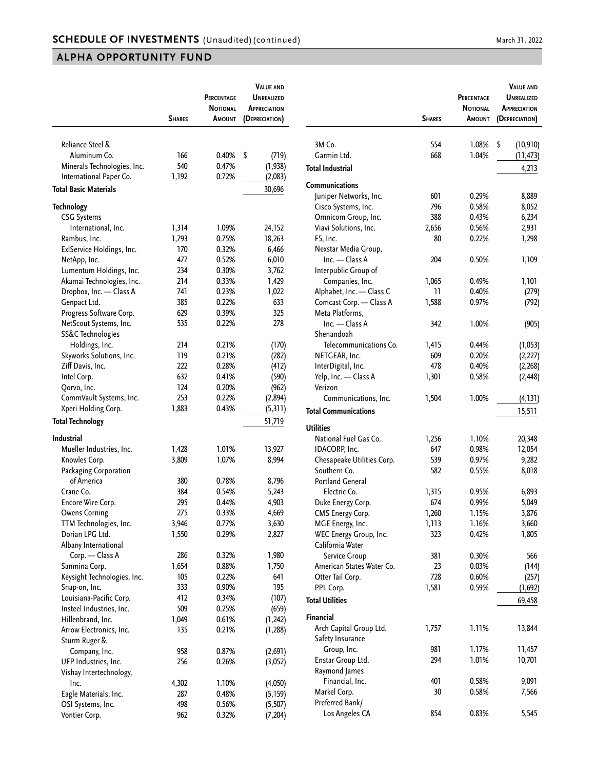## SCHEDULE OF INVESTMENTS (Unaudited) (continued)

March 31, 2022

## ALPHA OPPORTUNITY FUND

| | Shares | Percentage Notional Amount | Value and Unrealized Appreciation (Depreciation) |
|---|---|---|---|
| Reliance Steel & Aluminum Co. | 166 | 0.40% | $ (719) |
| Minerals Technologies, Inc. | 540 | 0.47% | (1,938) |
| International Paper Co. | 1,192 | 0.72% | (2,083) |
| **Total Basic Materials** | | | 30,696 |
| **Technology** | | | |
| CSG Systems International, Inc. | 1,314 | 1.09% | 24,152 |
| Rambus, Inc. | 1,793 | 0.75% | 18,263 |
| ExlService Holdings, Inc. | 170 | 0.32% | 6,466 |
| NetApp, Inc. | 477 | 0.52% | 6,010 |
| Lumentum Holdings, Inc. | 234 | 0.30% | 3,762 |
| Akamai Technologies, Inc. | 214 | 0.33% | 1,429 |
| Dropbox, Inc. — Class A | 741 | 0.23% | 1,022 |
| Genpact Ltd. | 385 | 0.22% | 633 |
| Progress Software Corp. | 629 | 0.39% | 325 |
| NetScout Systems, Inc. | 535 | 0.22% | 278 |
| SS&C Technologies Holdings, Inc. | 214 | 0.21% | (170) |
| Skyworks Solutions, Inc. | 119 | 0.21% | (282) |
| Ziff Davis, Inc. | 222 | 0.28% | (412) |
| Intel Corp. | 632 | 0.41% | (590) |
| Qorvo, Inc. | 124 | 0.20% | (962) |
| CommVault Systems, Inc. | 253 | 0.22% | (2,894) |
| Xperi Holding Corp. | 1,883 | 0.43% | (5,311) |
| **Total Technology** | | | 51,719 |
| **Industrial** | | | |
| Mueller Industries, Inc. | 1,428 | 1.01% | 13,927 |
| Knowles Corp. | 3,809 | 1.07% | 8,994 |
| Packaging Corporation of America | 380 | 0.78% | 8,796 |
| Crane Co. | 384 | 0.54% | 5,243 |
| Encore Wire Corp. | 295 | 0.44% | 4,903 |
| Owens Corning | 275 | 0.33% | 4,669 |
| TTM Technologies, Inc. | 3,946 | 0.77% | 3,630 |
| Dorian LPG Ltd. | 1,550 | 0.29% | 2,827 |
| Albany International Corp. — Class A | 286 | 0.32% | 1,980 |
| Sanmina Corp. | 1,654 | 0.88% | 1,750 |
| Keysight Technologies, Inc. | 105 | 0.22% | 641 |
| Snap-on, Inc. | 333 | 0.90% | 195 |
| Louisiana-Pacific Corp. | 412 | 0.34% | (107) |
| Insteel Industries, Inc. | 509 | 0.25% | (659) |
| Hillenbrand, Inc. | 1,049 | 0.61% | (1,242) |
| Arrow Electronics, Inc. | 135 | 0.21% | (1,288) |
| Sturm Ruger & Company, Inc. | 958 | 0.87% | (2,691) |
| UFP Industries, Inc. | 256 | 0.26% | (3,052) |
| Vishay Intertechnology, Inc. | 4,302 | 1.10% | (4,050) |
| Eagle Materials, Inc. | 287 | 0.48% | (5,159) |
| OSI Systems, Inc. | 498 | 0.56% | (5,507) |
| Vontier Corp. | 962 | 0.32% | (7,204) |
| 3M Co. | 554 | 1.08% | $ (10,910) |
| Garmin Ltd. | 668 | 1.04% | (11,473) |
| **Total Industrial** | | | 4,213 |
| **Communications** | | | |
| Juniper Networks, Inc. | 601 | 0.29% | 8,889 |
| Cisco Systems, Inc. | 796 | 0.58% | 8,052 |
| Omnicom Group, Inc. | 388 | 0.43% | 6,234 |
| Viavi Solutions, Inc. | 2,656 | 0.56% | 2,931 |
| F5, Inc. | 80 | 0.22% | 1,298 |
| Nexstar Media Group, Inc. — Class A | 204 | 0.50% | 1,109 |
| Interpublic Group of Companies, Inc. | 1,065 | 0.49% | 1,101 |
| Alphabet, Inc. — Class C | 11 | 0.40% | (279) |
| Comcast Corp. — Class A | 1,588 | 0.97% | (792) |
| Meta Platforms, Inc. — Class A | 342 | 1.00% | (905) |
| Shenandoah Telecommunications Co. | 1,415 | 0.44% | (1,053) |
| NETGEAR, Inc. | 609 | 0.20% | (2,227) |
| InterDigital, Inc. | 478 | 0.40% | (2,268) |
| Yelp, Inc. — Class A | 1,301 | 0.58% | (2,448) |
| Verizon Communications, Inc. | 1,504 | 1.00% | (4,131) |
| **Total Communications** | | | 15,511 |
| **Utilities** | | | |
| National Fuel Gas Co. | 1,256 | 1.10% | 20,348 |
| IDACORP, Inc. | 647 | 0.98% | 12,054 |
| Chesapeake Utilities Corp. | 539 | 0.97% | 9,282 |
| Southern Co. | 582 | 0.55% | 8,018 |
| Portland General Electric Co. | 1,315 | 0.95% | 6,893 |
| Duke Energy Corp. | 674 | 0.99% | 5,049 |
| CMS Energy Corp. | 1,260 | 1.15% | 3,876 |
| MGE Energy, Inc. | 1,113 | 1.16% | 3,660 |
| WEC Energy Group, Inc. | 323 | 0.42% | 1,805 |
| California Water Service Group | 381 | 0.30% | 566 |
| American States Water Co. | 23 | 0.03% | (144) |
| Otter Tail Corp. | 728 | 0.60% | (257) |
| PPL Corp. | 1,581 | 0.59% | (1,692) |
| **Total Utilities** | | | 69,458 |
| **Financial** | | | |
| Arch Capital Group Ltd. | 1,757 | 1.11% | 13,844 |
| Safety Insurance Group, Inc. | 981 | 1.17% | 11,457 |
| Enstar Group Ltd. | 294 | 1.01% | 10,701 |
| Raymond James Financial, Inc. | 401 | 0.58% | 9,091 |
| Markel Corp. | 30 | 0.58% | 7,566 |
| Preferred Bank/Los Angeles CA | 854 | 0.83% | 5,545 |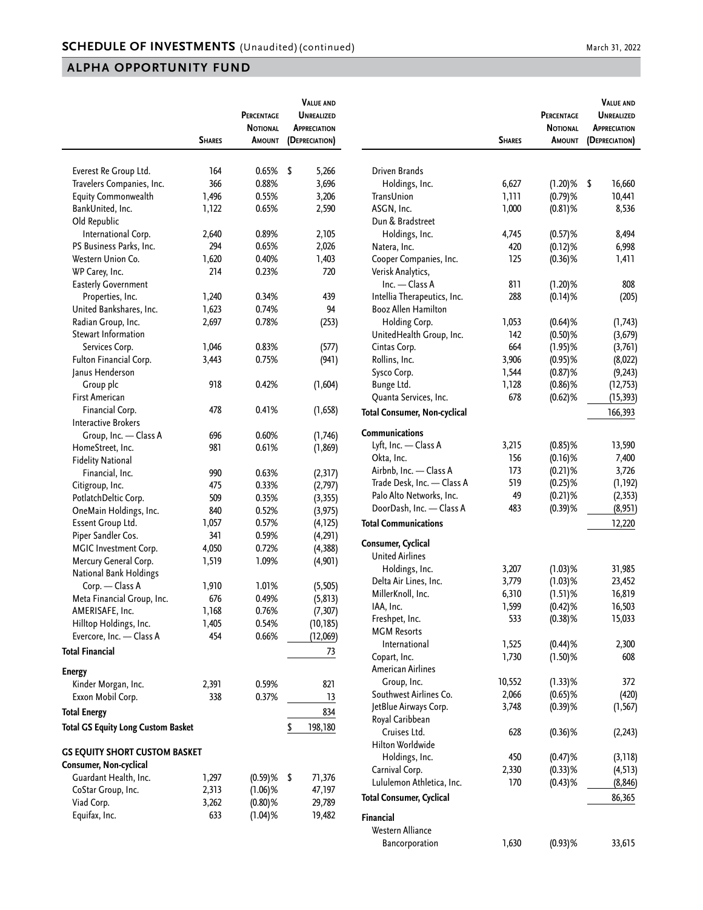## SCHEDULE OF INVESTMENTS (Unaudited) (continued)

March 31, 2022

## ALPHA OPPORTUNITY FUND

| | Shares | Percentage Notional Amount | Value and Unrealized Appreciation (Depreciation) |
|---|---|---|---|
| Everest Re Group Ltd. | 164 | 0.65% | $ 5,266 |
| Travelers Companies, Inc. | 366 | 0.88% | 3,696 |
| Equity Commonwealth | 1,496 | 0.55% | 3,206 |
| BankUnited, Inc. | 1,122 | 0.65% | 2,590 |
| Old Republic International Corp. | 2,640 | 0.89% | 2,105 |
| PS Business Parks, Inc. | 294 | 0.65% | 2,026 |
| Western Union Co. | 1,620 | 0.40% | 1,403 |
| WP Carey, Inc. | 214 | 0.23% | 720 |
| Easterly Government Properties, Inc. | 1,240 | 0.34% | 439 |
| United Bankshares, Inc. | 1,623 | 0.74% | 94 |
| Radian Group, Inc. | 2,697 | 0.78% | (253) |
| Stewart Information Services Corp. | 1,046 | 0.83% | (577) |
| Fulton Financial Corp. | 3,443 | 0.75% | (941) |
| Janus Henderson Group plc | 918 | 0.42% | (1,604) |
| First American Financial Corp. | 478 | 0.41% | (1,658) |
| Interactive Brokers Group, Inc. — Class A | 696 | 0.60% | (1,746) |
| HomeStreet, Inc. | 981 | 0.61% | (1,869) |
| Fidelity National Financial, Inc. | 990 | 0.63% | (2,317) |
| Citigroup, Inc. | 475 | 0.33% | (2,797) |
| PotlatchDeltic Corp. | 509 | 0.35% | (3,355) |
| OneMain Holdings, Inc. | 840 | 0.52% | (3,975) |
| Essent Group Ltd. | 1,057 | 0.57% | (4,125) |
| Piper Sandler Cos. | 341 | 0.59% | (4,291) |
| MGIC Investment Corp. | 4,050 | 0.72% | (4,388) |
| Mercury General Corp. | 1,519 | 1.09% | (4,901) |
| National Bank Holdings Corp. — Class A | 1,910 | 1.01% | (5,505) |
| Meta Financial Group, Inc. | 676 | 0.49% | (5,813) |
| AMERISAFE, Inc. | 1,168 | 0.76% | (7,307) |
| Hilltop Holdings, Inc. | 1,405 | 0.54% | (10,185) |
| Evercore, Inc. — Class A | 454 | 0.66% | (12,069) |
| **Total Financial** | | | 73 |
| **Energy** | | | |
| Kinder Morgan, Inc. | 2,391 | 0.59% | 821 |
| Exxon Mobil Corp. | 338 | 0.37% | 13 |
| **Total Energy** | | | 834 |
| **Total GS Equity Long Custom Basket** | | | $ 198,180 |
| **GS EQUITY SHORT CUSTOM BASKET** | | | |
| **Consumer, Non-cyclical** | | | |
| Guardant Health, Inc. | 1,297 | (0.59)% | $ 71,376 |
| CoStar Group, Inc. | 2,313 | (1.06)% | 47,197 |
| Viad Corp. | 3,262 | (0.80)% | 29,789 |
| Equifax, Inc. | 633 | (1.04)% | 19,482 |
| Driven Brands Holdings, Inc. | 6,627 | (1.20)% | $ 16,660 |
| TransUnion | 1,111 | (0.79)% | 10,441 |
| ASGN, Inc. | 1,000 | (0.81)% | 8,536 |
| Dun & Bradstreet Holdings, Inc. | 4,745 | (0.57)% | 8,494 |
| Natera, Inc. | 420 | (0.12)% | 6,998 |
| Cooper Companies, Inc. | 125 | (0.36)% | 1,411 |
| Verisk Analytics, Inc. — Class A | 811 | (1.20)% | 808 |
| Intellia Therapeutics, Inc. | 288 | (0.14)% | (205) |
| Booz Allen Hamilton Holding Corp. | 1,053 | (0.64)% | (1,743) |
| UnitedHealth Group, Inc. | 142 | (0.50)% | (3,679) |
| Cintas Corp. | 664 | (1.95)% | (3,761) |
| Rollins, Inc. | 3,906 | (0.95)% | (8,022) |
| Sysco Corp. | 1,544 | (0.87)% | (9,243) |
| Bunge Ltd. | 1,128 | (0.86)% | (12,753) |
| Quanta Services, Inc. | 678 | (0.62)% | (15,393) |
| **Total Consumer, Non-cyclical** | | | 166,393 |
| **Communications** | | | |
| Lyft, Inc. — Class A | 3,215 | (0.85)% | 13,590 |
| Okta, Inc. | 156 | (0.16)% | 7,400 |
| Airbnb, Inc. — Class A | 173 | (0.21)% | 3,726 |
| Trade Desk, Inc. — Class A | 519 | (0.25)% | (1,192) |
| Palo Alto Networks, Inc. | 49 | (0.21)% | (2,353) |
| DoorDash, Inc. — Class A | 483 | (0.39)% | (8,951) |
| **Total Communications** | | | 12,220 |
| **Consumer, Cyclical** | | | |
| United Airlines Holdings, Inc. | 3,207 | (1.03)% | 31,985 |
| Delta Air Lines, Inc. | 3,779 | (1.03)% | 23,452 |
| MillerKnoll, Inc. | 6,310 | (1.51)% | 16,819 |
| IAA, Inc. | 1,599 | (0.42)% | 16,503 |
| Freshpet, Inc. | 533 | (0.38)% | 15,033 |
| MGM Resorts International | 1,525 | (0.44)% | 2,300 |
| Copart, Inc. | 1,730 | (1.50)% | 608 |
| American Airlines Group, Inc. | 10,552 | (1.33)% | 372 |
| Southwest Airlines Co. | 2,066 | (0.65)% | (420) |
| JetBlue Airways Corp. | 3,748 | (0.39)% | (1,567) |
| Royal Caribbean Cruises Ltd. | 628 | (0.36)% | (2,243) |
| Hilton Worldwide Holdings, Inc. | 450 | (0.47)% | (3,118) |
| Carnival Corp. | 2,330 | (0.33)% | (4,513) |
| Lululemon Athletica, Inc. | 170 | (0.43)% | (8,846) |
| **Total Consumer, Cyclical** | | | 86,365 |
| **Financial** | | | |
| Western Alliance Bancorporation | 1,630 | (0.93)% | 33,615 |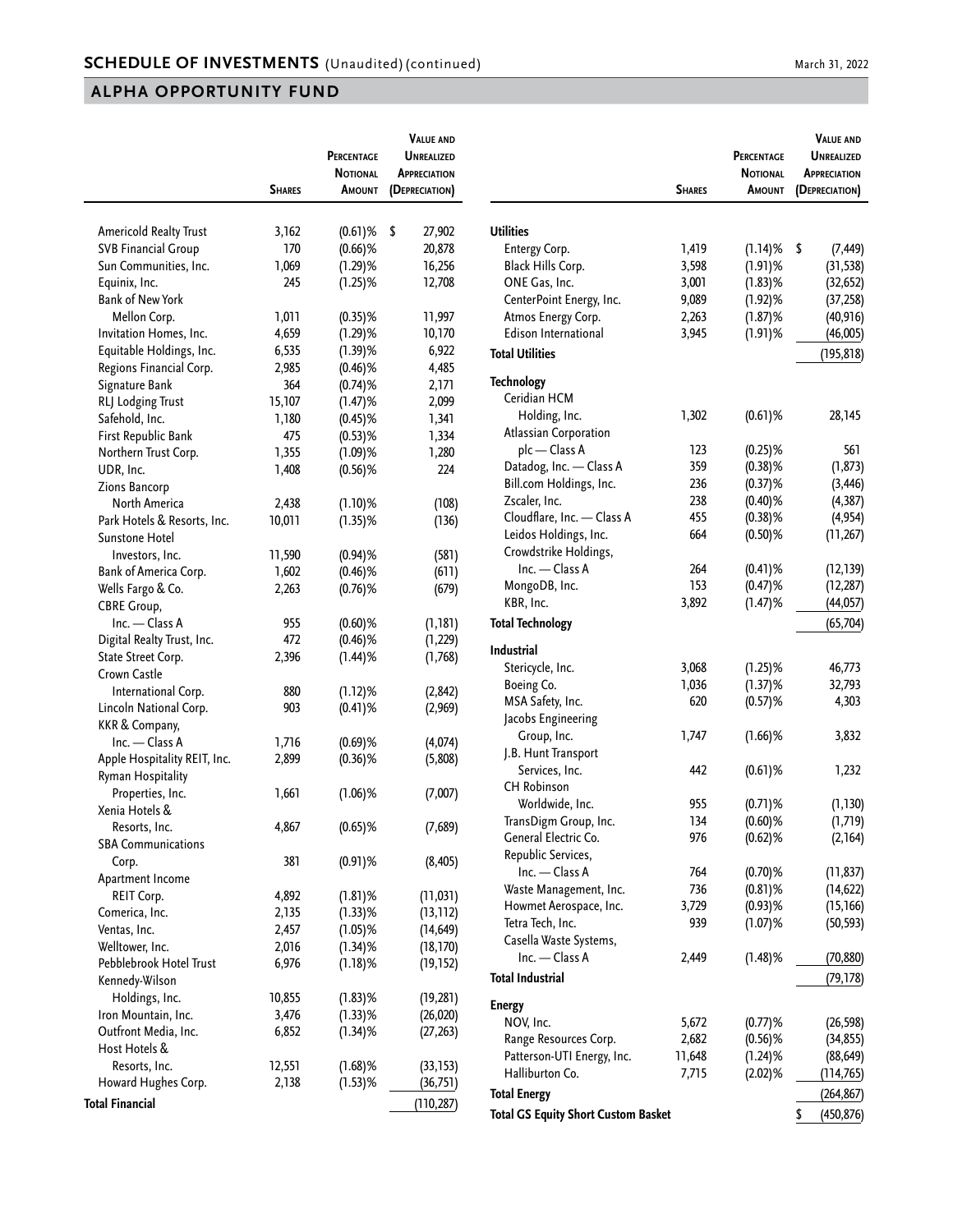## SCHEDULE OF INVESTMENTS (Unaudited) (continued)

March 31, 2022

## ALPHA OPPORTUNITY FUND

| | Shares | Percentage Notional Amount | Value and Unrealized Appreciation (Depreciation) |
|---|---|---|---|
| Americold Realty Trust | 3,162 | (0.61)% | $ 27,902 |
| SVB Financial Group | 170 | (0.66)% | 20,878 |
| Sun Communities, Inc. | 1,069 | (1.29)% | 16,256 |
| Equinix, Inc. | 245 | (1.25)% | 12,708 |
| Bank of New York Mellon Corp. | 1,011 | (0.35)% | 11,997 |
| Invitation Homes, Inc. | 4,659 | (1.29)% | 10,170 |
| Equitable Holdings, Inc. | 6,535 | (1.39)% | 6,922 |
| Regions Financial Corp. | 2,985 | (0.46)% | 4,485 |
| Signature Bank | 364 | (0.74)% | 2,171 |
| RLJ Lodging Trust | 15,107 | (1.47)% | 2,099 |
| Safehold, Inc. | 1,180 | (0.45)% | 1,341 |
| First Republic Bank | 475 | (0.53)% | 1,334 |
| Northern Trust Corp. | 1,355 | (1.09)% | 1,280 |
| UDR, Inc. | 1,408 | (0.56)% | 224 |
| Zions Bancorp North America | 2,438 | (1.10)% | (108) |
| Park Hotels & Resorts, Inc. | 10,011 | (1.35)% | (136) |
| Sunstone Hotel Investors, Inc. | 11,590 | (0.94)% | (581) |
| Bank of America Corp. | 1,602 | (0.46)% | (611) |
| Wells Fargo & Co. | 2,263 | (0.76)% | (679) |
| CBRE Group, Inc. — Class A | 955 | (0.60)% | (1,181) |
| Digital Realty Trust, Inc. | 472 | (0.46)% | (1,229) |
| State Street Corp. | 2,396 | (1.44)% | (1,768) |
| Crown Castle International Corp. | 880 | (1.12)% | (2,842) |
| Lincoln National Corp. | 903 | (0.41)% | (2,969) |
| KKR & Company, Inc. — Class A | 1,716 | (0.69)% | (4,074) |
| Apple Hospitality REIT, Inc. | 2,899 | (0.36)% | (5,808) |
| Ryman Hospitality Properties, Inc. | 1,661 | (1.06)% | (7,007) |
| Xenia Hotels & Resorts, Inc. | 4,867 | (0.65)% | (7,689) |
| SBA Communications Corp. | 381 | (0.91)% | (8,405) |
| Apartment Income REIT Corp. | 4,892 | (1.81)% | (11,031) |
| Comerica, Inc. | 2,135 | (1.33)% | (13,112) |
| Ventas, Inc. | 2,457 | (1.05)% | (14,649) |
| Welltower, Inc. | 2,016 | (1.34)% | (18,170) |
| Pebblebrook Hotel Trust | 6,976 | (1.18)% | (19,152) |
| Kennedy-Wilson Holdings, Inc. | 10,855 | (1.83)% | (19,281) |
| Iron Mountain, Inc. | 3,476 | (1.33)% | (26,020) |
| Outfront Media, Inc. | 6,852 | (1.34)% | (27,263) |
| Host Hotels & Resorts, Inc. | 12,551 | (1.68)% | (33,153) |
| Howard Hughes Corp. | 2,138 | (1.53)% | (36,751) |
| **Total Financial** | | | (110,287) |
| **Utilities** | | | |
| Entergy Corp. | 1,419 | (1.14)% | $ (7,449) |
| Black Hills Corp. | 3,598 | (1.91)% | (31,538) |
| ONE Gas, Inc. | 3,001 | (1.83)% | (32,652) |
| CenterPoint Energy, Inc. | 9,089 | (1.92)% | (37,258) |
| Atmos Energy Corp. | 2,263 | (1.87)% | (40,916) |
| Edison International | 3,945 | (1.91)% | (46,005) |
| **Total Utilities** | | | (195,818) |
| **Technology** | | | |
| Ceridian HCM Holding, Inc. | 1,302 | (0.61)% | 28,145 |
| Atlassian Corporation plc — Class A | 123 | (0.25)% | 561 |
| Datadog, Inc. — Class A | 359 | (0.38)% | (1,873) |
| Bill.com Holdings, Inc. | 236 | (0.37)% | (3,446) |
| Zscaler, Inc. | 238 | (0.40)% | (4,387) |
| Cloudflare, Inc. — Class A | 455 | (0.38)% | (4,954) |
| Leidos Holdings, Inc. | 664 | (0.50)% | (11,267) |
| Crowdstrike Holdings, Inc. — Class A | 264 | (0.41)% | (12,139) |
| MongoDB, Inc. | 153 | (0.47)% | (12,287) |
| KBR, Inc. | 3,892 | (1.47)% | (44,057) |
| **Total Technology** | | | (65,704) |
| **Industrial** | | | |
| Stericycle, Inc. | 3,068 | (1.25)% | 46,773 |
| Boeing Co. | 1,036 | (1.37)% | 32,793 |
| MSA Safety, Inc. | 620 | (0.57)% | 4,303 |
| Jacobs Engineering Group, Inc. | 1,747 | (1.66)% | 3,832 |
| J.B. Hunt Transport Services, Inc. | 442 | (0.61)% | 1,232 |
| CH Robinson Worldwide, Inc. | 955 | (0.71)% | (1,130) |
| TransDigm Group, Inc. | 134 | (0.60)% | (1,719) |
| General Electric Co. | 976 | (0.62)% | (2,164) |
| Republic Services, Inc. — Class A | 764 | (0.70)% | (11,837) |
| Waste Management, Inc. | 736 | (0.81)% | (14,622) |
| Howmet Aerospace, Inc. | 3,729 | (0.93)% | (15,166) |
| Tetra Tech, Inc. | 939 | (1.07)% | (50,593) |
| Casella Waste Systems, Inc. — Class A | 2,449 | (1.48)% | (70,880) |
| **Total Industrial** | | | (79,178) |
| **Energy** | | | |
| NOV, Inc. | 5,672 | (0.77)% | (26,598) |
| Range Resources Corp. | 2,682 | (0.56)% | (34,855) |
| Patterson-UTI Energy, Inc. | 11,648 | (1.24)% | (88,649) |
| Halliburton Co. | 7,715 | (2.02)% | (114,765) |
| **Total Energy** | | | (264,867) |
| **Total GS Equity Short Custom Basket** | | | $ (450,876) |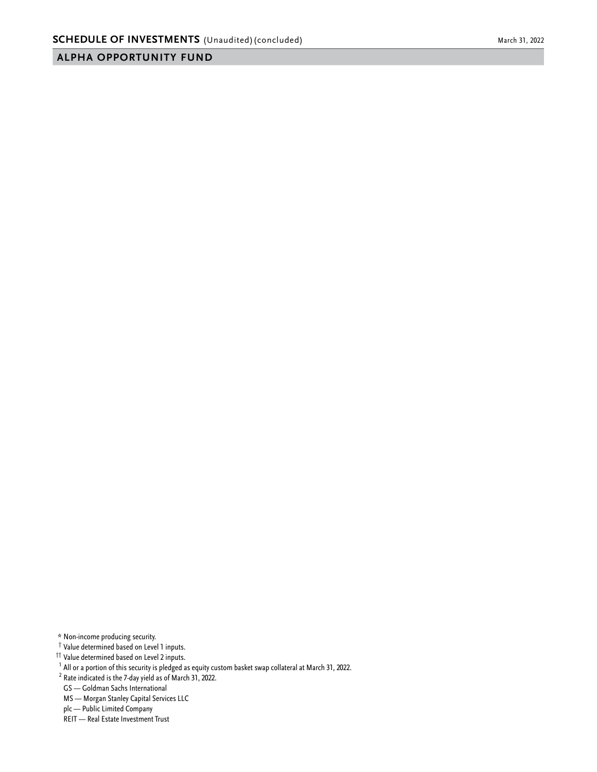## SCHEDULE OF INVESTMENTS (Unaudited) (concluded)

March 31, 2022

### ALPHA OPPORTUNITY FUND

* Non-income producing security.

† Value determined based on Level 1 inputs.

†† Value determined based on Level 2 inputs.

[1] All or a portion of this security is pledged as equity custom basket swap collateral at March 31, 2022.

[2] Rate indicated is the 7-day yield as of March 31, 2022.

GS — Goldman Sachs International

MS — Morgan Stanley Capital Services LLC

plc — Public Limited Company

REIT — Real Estate Investment Trust